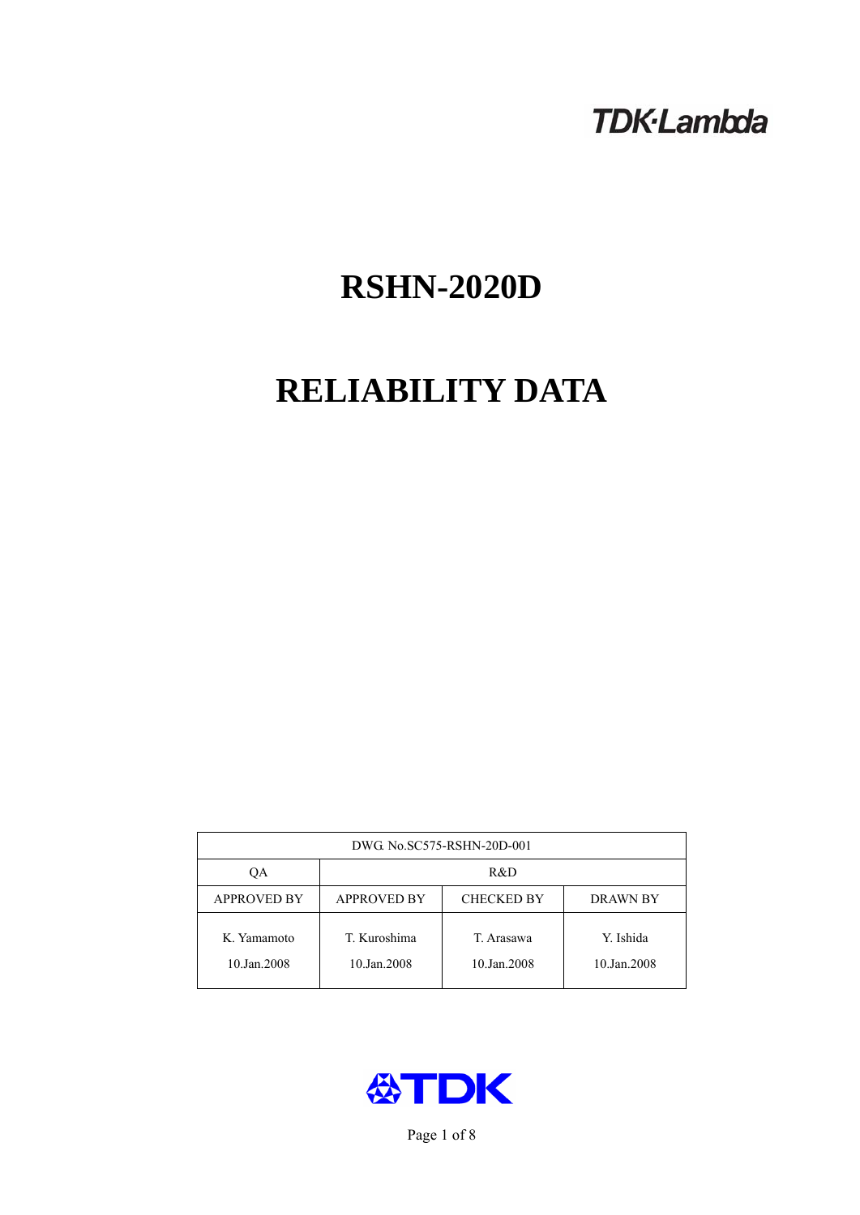TDK·Lambda

# RSHN-2020D

# RELIABILITY DATA

| DWG. No.SC575-RSHN-20D-001 | | | |
|---|---|---|---|
| QA | R&D | | |
| APPROVED BY | APPROVED BY | CHECKED BY | DRAWN BY |
| K. Yamamoto<br>10.Jan.2008 | T. Kuroshima<br>10.Jan.2008 | T. Arasawa<br>10.Jan.2008 | Y. Ishida<br>10.Jan.2008 |

TDK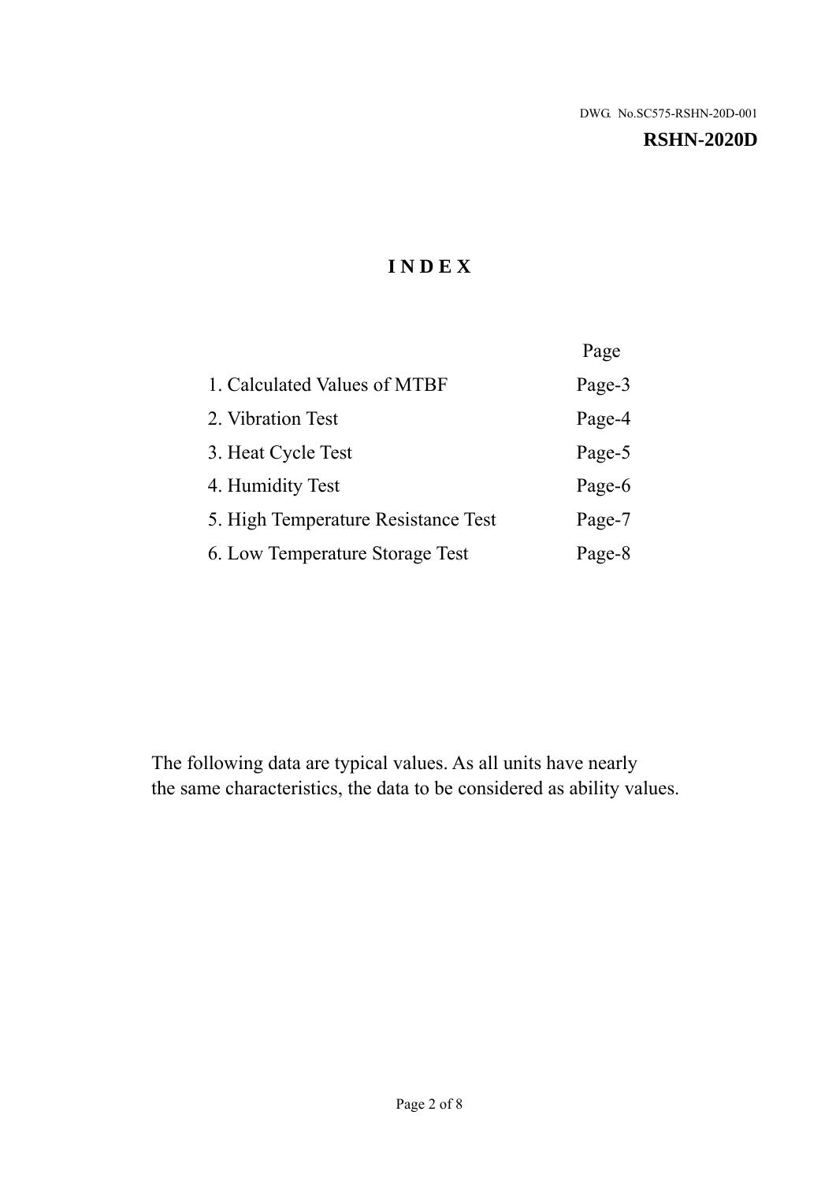DWG. No.SC575-RSHN-20D-001

**RSHN-2020D**

# INDEX

| | Page |
| --- | --- |
| 1. Calculated Values of MTBF | Page-3 |
| 2. Vibration Test | Page-4 |
| 3. Heat Cycle Test | Page-5 |
| 4. Humidity Test | Page-6 |
| 5. High Temperature Resistance Test | Page-7 |
| 6. Low Temperature Storage Test | Page-8 |

The following data are typical values. As all units have nearly
the same characteristics, the data to be considered as ability values.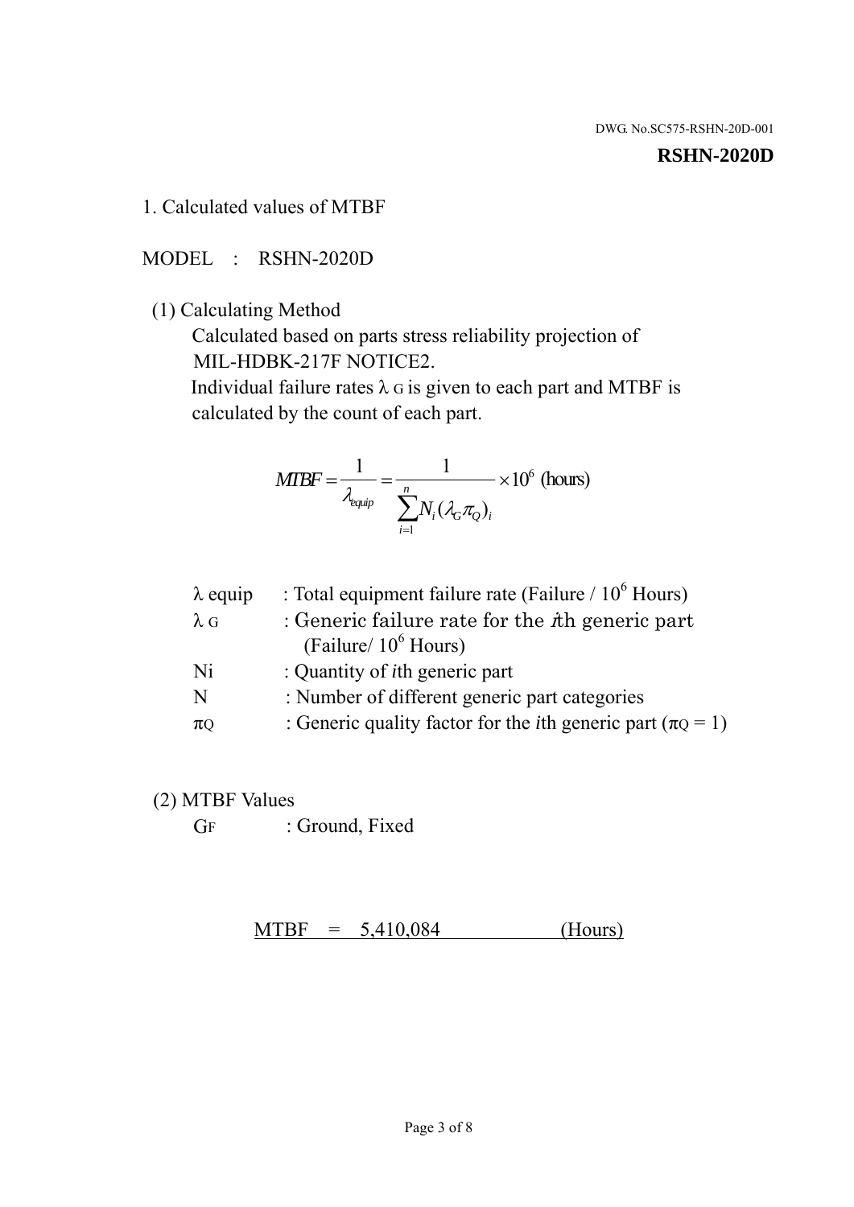DWG. No.SC575-RSHN-20D-001

**RSHN-2020D**

## 1. Calculated values of MTBF

MODEL : RSHN-2020D

(1) Calculating Method

Calculated based on parts stress reliability projection of MIL-HDBK-217F NOTICE2.

Individual failure rates $\lambda_G$ is given to each part and MTBF is calculated by the count of each part.

$$MTBF = \frac{1}{\lambda_{equip}} = \frac{1}{\sum_{i=1}^{n} N_i (\lambda_G \pi_Q)_i} \times 10^6 \text{ (hours)}$$

| | |
|---|---|
| $\lambda$ equip | : Total equipment failure rate (Failure / $10^6$ Hours) |
| $\lambda_G$ | : Generic failure rate for the $i$th generic part (Failure/ $10^6$ Hours) |
| Ni | : Quantity of $i$th generic part |
| N | : Number of different generic part categories |
| $\pi_Q$ | : Generic quality factor for the $i$th generic part ($\pi_Q = 1$) |

(2) MTBF Values

$G_F$ : Ground, Fixed

MTBF = 5,410,084 (Hours)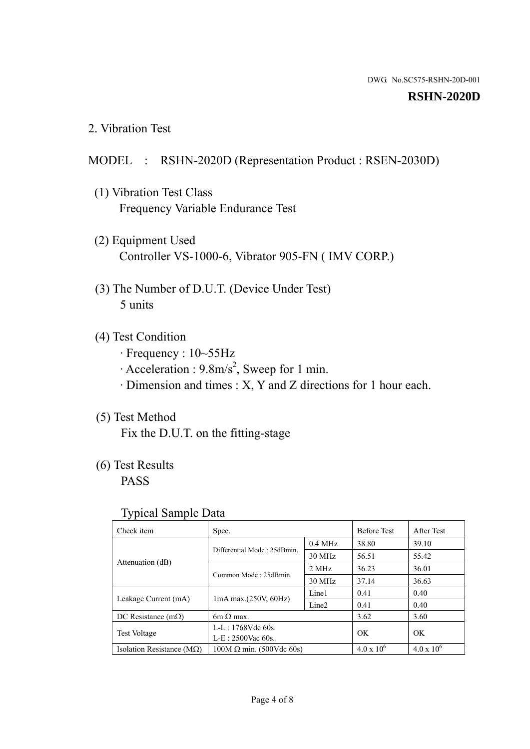DWG. No.SC575-RSHN-20D-001

**RSHN-2020D**

## 2. Vibration Test

MODEL : RSHN-2020D (Representation Product : RSEN-2030D)

(1) Vibration Test Class
Frequency Variable Endurance Test

(2) Equipment Used
Controller VS-1000-6, Vibrator 905-FN ( IMV CORP.)

(3) The Number of D.U.T. (Device Under Test)
5 units

(4) Test Condition
· Frequency : 10~55Hz
· Acceleration : 9.8m/s$^2$, Sweep for 1 min.
· Dimension and times : X, Y and Z directions for 1 hour each.

(5) Test Method
Fix the D.U.T. on the fitting-stage

(6) Test Results
PASS

Typical Sample Data

| Check item | Spec. | | Before Test | After Test |
|---|---|---|---|---|
| Attenuation (dB) | Differential Mode : 25dBmin. | 0.4 MHz | 38.80 | 39.10 |
| | | 30 MHz | 56.51 | 55.42 |
| | Common Mode : 25dBmin. | 2 MHz | 36.23 | 36.01 |
| | | 30 MHz | 37.14 | 36.63 |
| Leakage Current (mA) | 1mA max.(250V, 60Hz) | Line1 | 0.41 | 0.40 |
| | | Line2 | 0.41 | 0.40 |
| DC Resistance (mΩ) | 6m Ω max. | | 3.62 | 3.60 |
| Test Voltage | L-L : 1768Vdc 60s.<br>L-E : 2500Vac 60s. | | OK | OK |
| Isolation Resistance (MΩ) | 100M Ω min. (500Vdc 60s) | | $4.0 \times 10^6$ | $4.0 \times 10^6$ |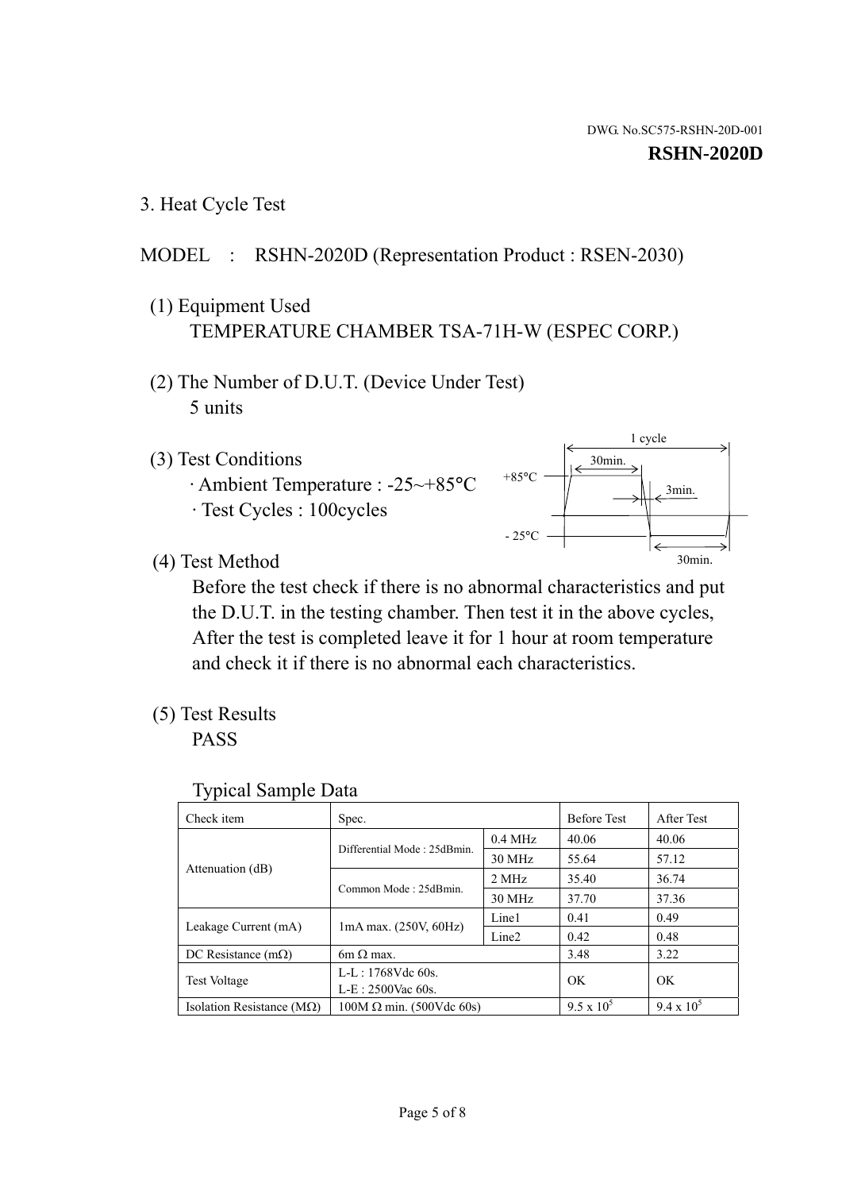DWG. No.SC575-RSHN-20D-001

**RSHN-2020D**

3. Heat Cycle Test

MODEL : RSHN-2020D (Representation Product : RSEN-2030)

(1) Equipment Used
TEMPERATURE CHAMBER TSA-71H-W (ESPEC CORP.)

(2) The Number of D.U.T. (Device Under Test)
5 units

(3) Test Conditions
· Ambient Temperature : -25~+85°C
· Test Cycles : 100cycles

1 cycle
30min.
+85°C
3min.
- 25°C
30min.

(4) Test Method
Before the test check if there is no abnormal characteristics and put the D.U.T. in the testing chamber. Then test it in the above cycles, After the test is completed leave it for 1 hour at room temperature and check it if there is no abnormal each characteristics.

(5) Test Results
PASS

Typical Sample Data

| Check item | Spec. | | Before Test | After Test |
|---|---|---|---|---|
| Attenuation (dB) | Differential Mode : 25dBmin. | 0.4 MHz | 40.06 | 40.06 |
| | | 30 MHz | 55.64 | 57.12 |
| | Common Mode : 25dBmin. | 2 MHz | 35.40 | 36.74 |
| | | 30 MHz | 37.70 | 37.36 |
| Leakage Current (mA) | 1mA max. (250V, 60Hz) | Line1 | 0.41 | 0.49 |
| | | Line2 | 0.42 | 0.48 |
| DC Resistance (mΩ) | 6m Ω max. | | 3.48 | 3.22 |
| Test Voltage | L-L : 1768Vdc 60s.<br>L-E : 2500Vac 60s. | | OK | OK |
| Isolation Resistance (MΩ) | 100M Ω min. (500Vdc 60s) | | $9.5 \times 10^5$ | $9.4 \times 10^5$ |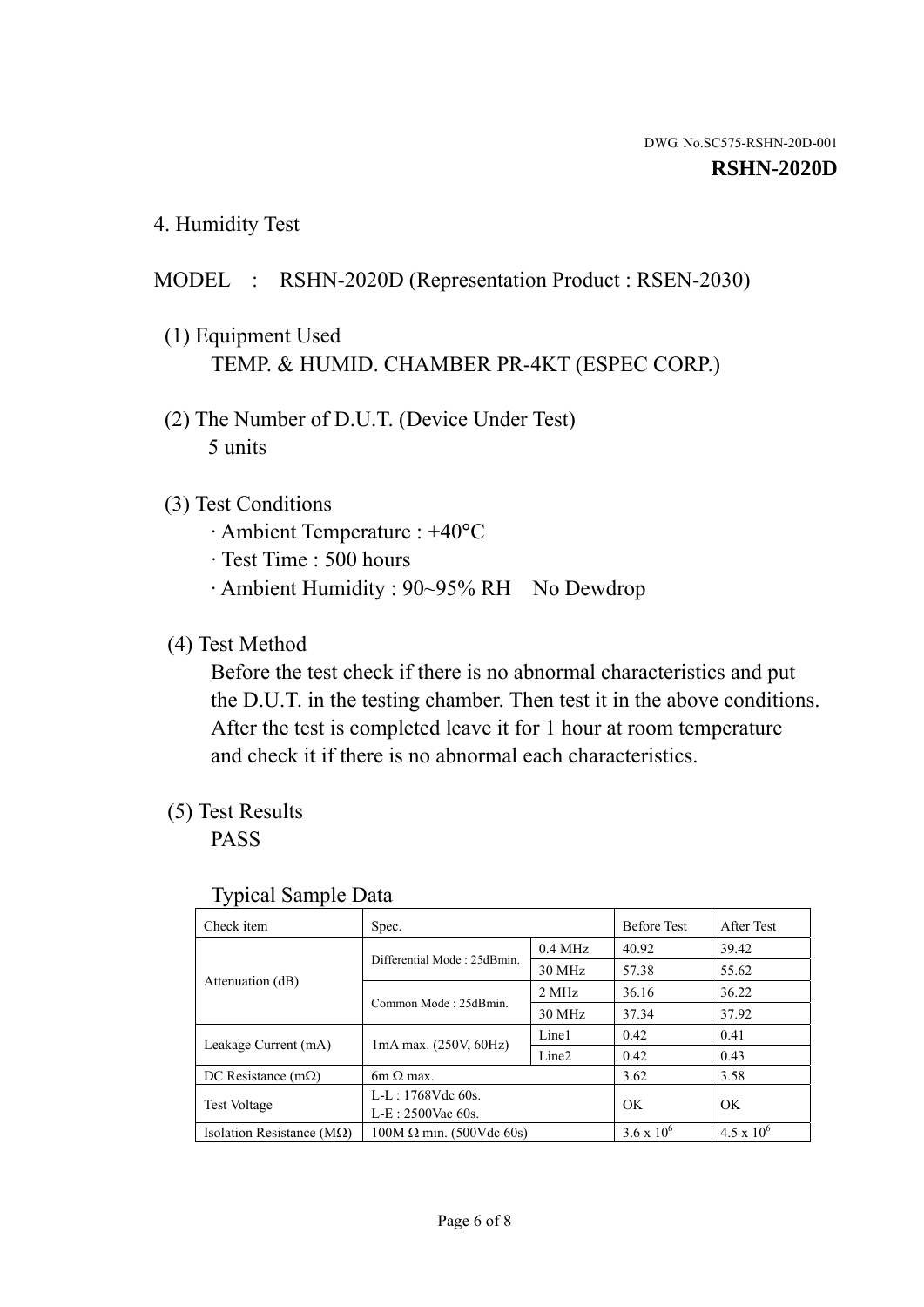DWG. No.SC575-RSHN-20D-001

**RSHN-2020D**

## 4. Humidity Test

MODEL : RSHN-2020D (Representation Product : RSEN-2030)

(1) Equipment Used

TEMP. & HUMID. CHAMBER PR-4KT (ESPEC CORP.)

(2) The Number of D.U.T. (Device Under Test)

5 units

(3) Test Conditions

· Ambient Temperature : +40°C

· Test Time : 500 hours

· Ambient Humidity : 90~95% RH No Dewdrop

(4) Test Method

Before the test check if there is no abnormal characteristics and put the D.U.T. in the testing chamber. Then test it in the above conditions. After the test is completed leave it for 1 hour at room temperature and check it if there is no abnormal each characteristics.

(5) Test Results

PASS

Typical Sample Data

| Check item | Spec. | | Before Test | After Test |
|---|---|---|---|---|
| Attenuation (dB) | Differential Mode : 25dBmin. | 0.4 MHz | 40.92 | 39.42 |
| | | 30 MHz | 57.38 | 55.62 |
| | Common Mode : 25dBmin. | 2 MHz | 36.16 | 36.22 |
| | | 30 MHz | 37.34 | 37.92 |
| Leakage Current (mA) | 1mA max. (250V, 60Hz) | Line1 | 0.42 | 0.41 |
| | | Line2 | 0.42 | 0.43 |
| DC Resistance (mΩ) | 6m Ω max. | | 3.62 | 3.58 |
| Test Voltage | L-L : 1768Vdc 60s.<br>L-E : 2500Vac 60s. | | OK | OK |
| Isolation Resistance (MΩ) | 100M Ω min. (500Vdc 60s) | | $3.6 \times 10^6$ | $4.5 \times 10^6$ |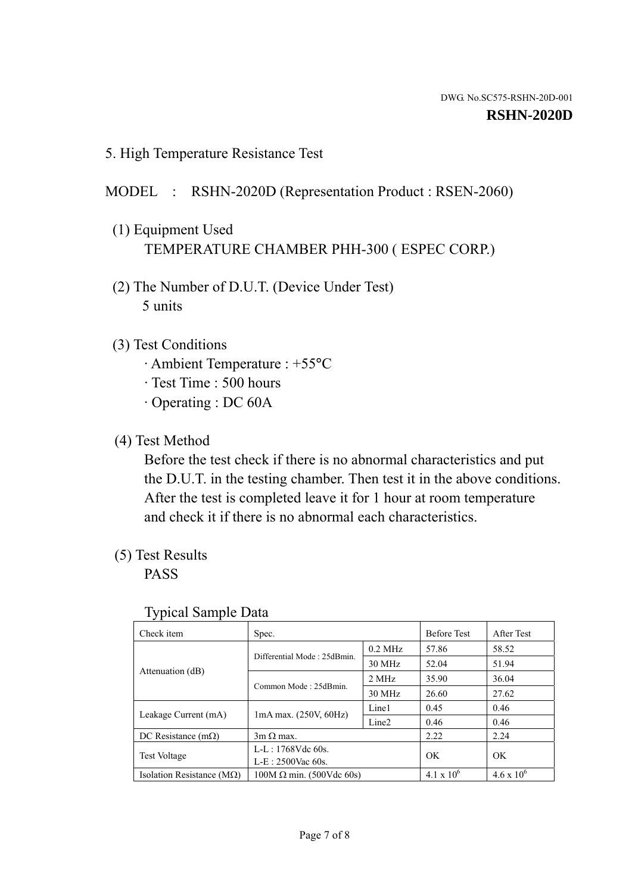DWG. No.SC575-RSHN-20D-001

**RSHN-2020D**

## 5. High Temperature Resistance Test

MODEL : RSHN-2020D (Representation Product : RSEN-2060)

(1) Equipment Used
TEMPERATURE CHAMBER PHH-300 ( ESPEC CORP.)

(2) The Number of D.U.T. (Device Under Test)
5 units

(3) Test Conditions
· Ambient Temperature : +55°C
· Test Time : 500 hours
· Operating : DC 60A

(4) Test Method
Before the test check if there is no abnormal characteristics and put the D.U.T. in the testing chamber. Then test it in the above conditions. After the test is completed leave it for 1 hour at room temperature and check it if there is no abnormal each characteristics.

(5) Test Results
PASS

Typical Sample Data

| Check item | Spec. | | Before Test | After Test |
|---|---|---|---|---|
| Attenuation (dB) | Differential Mode : 25dBmin. | 0.2 MHz | 57.86 | 58.52 |
| | | 30 MHz | 52.04 | 51.94 |
| | Common Mode : 25dBmin. | 2 MHz | 35.90 | 36.04 |
| | | 30 MHz | 26.60 | 27.62 |
| Leakage Current (mA) | 1mA max. (250V, 60Hz) | Line1 | 0.45 | 0.46 |
| | | Line2 | 0.46 | 0.46 |
| DC Resistance (mΩ) | 3m Ω max. | | 2.22 | 2.24 |
| Test Voltage | L-L : 1768Vdc 60s.<br>L-E : 2500Vac 60s. | | OK | OK |
| Isolation Resistance (MΩ) | 100M Ω min. (500Vdc 60s) | | $4.1 \times 10^6$ | $4.6 \times 10^6$ |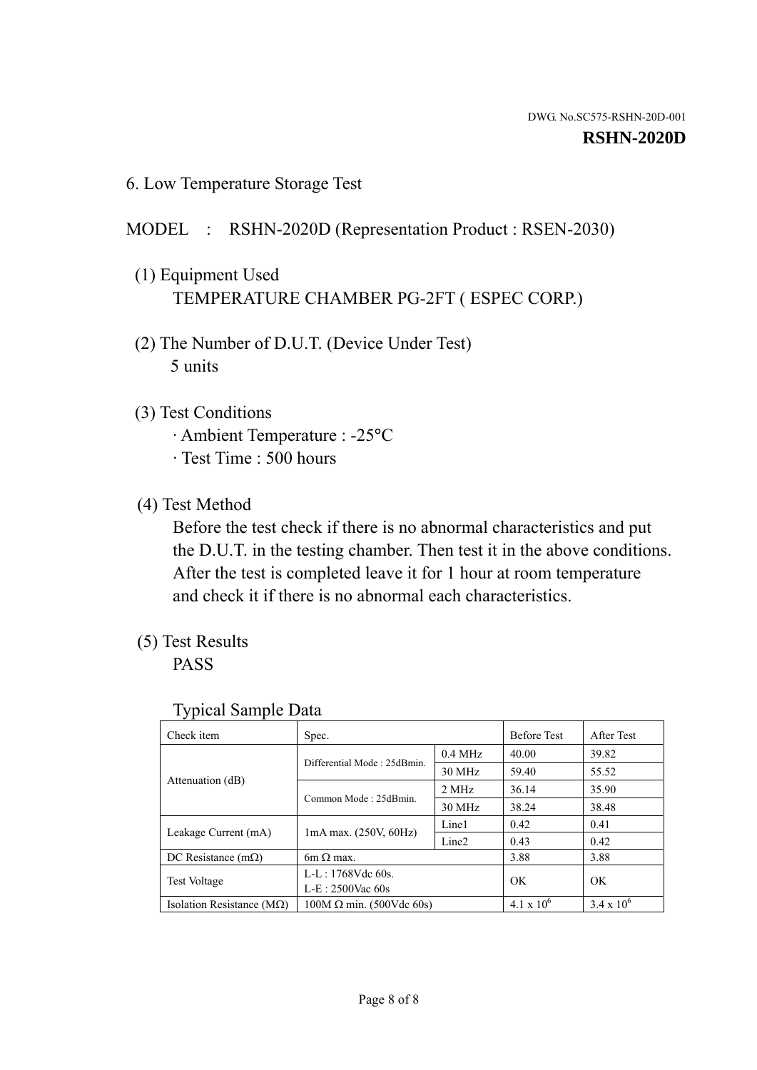DWG. No.SC575-RSHN-20D-001

**RSHN-2020D**

## 6. Low Temperature Storage Test

MODEL : RSHN-2020D (Representation Product : RSEN-2030)

(1) Equipment Used
TEMPERATURE CHAMBER PG-2FT ( ESPEC CORP.)

(2) The Number of D.U.T. (Device Under Test)
5 units

(3) Test Conditions
· Ambient Temperature : -25°C
· Test Time : 500 hours

(4) Test Method
Before the test check if there is no abnormal characteristics and put the D.U.T. in the testing chamber. Then test it in the above conditions. After the test is completed leave it for 1 hour at room temperature and check it if there is no abnormal each characteristics.

(5) Test Results
PASS

Typical Sample Data

| Check item | Spec. | | Before Test | After Test |
|---|---|---|---|---|
| Attenuation (dB) | Differential Mode : 25dBmin. | 0.4 MHz | 40.00 | 39.82 |
| | | 30 MHz | 59.40 | 55.52 |
| | Common Mode : 25dBmin. | 2 MHz | 36.14 | 35.90 |
| | | 30 MHz | 38.24 | 38.48 |
| Leakage Current (mA) | 1mA max. (250V, 60Hz) | Line1 | 0.42 | 0.41 |
| | | Line2 | 0.43 | 0.42 |
| DC Resistance (mΩ) | 6m Ω max. | | 3.88 | 3.88 |
| Test Voltage | L-L : 1768Vdc 60s.<br>L-E : 2500Vac 60s | | OK | OK |
| Isolation Resistance (MΩ) | 100M Ω min. (500Vdc 60s) | | $4.1 \times 10^6$ | $3.4 \times 10^6$ |